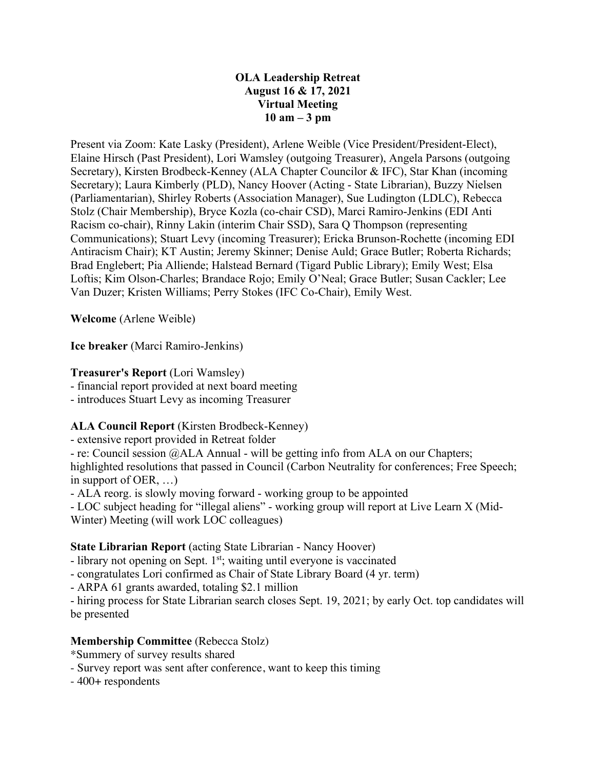**OLA Leadership Retreat**
**August 16 & 17, 2021**
**Virtual Meeting**
**10 am – 3 pm**

Present via Zoom: Kate Lasky (President), Arlene Weible (Vice President/President-Elect), Elaine Hirsch (Past President), Lori Wamsley (outgoing Treasurer), Angela Parsons (outgoing Secretary), Kirsten Brodbeck-Kenney (ALA Chapter Councilor & IFC), Star Khan (incoming Secretary); Laura Kimberly (PLD), Nancy Hoover (Acting - State Librarian), Buzzy Nielsen (Parliamentarian), Shirley Roberts (Association Manager), Sue Ludington (LDLC), Rebecca Stolz (Chair Membership), Bryce Kozla (co-chair CSD), Marci Ramiro-Jenkins (EDI Anti Racism co-chair), Rinny Lakin (interim Chair SSD), Sara Q Thompson (representing Communications); Stuart Levy (incoming Treasurer); Ericka Brunson-Rochette (incoming EDI Antiracism Chair); KT Austin; Jeremy Skinner; Denise Auld; Grace Butler; Roberta Richards; Brad Englebert; Pia Alliende; Halstead Bernard (Tigard Public Library); Emily West; Elsa Loftis; Kim Olson-Charles; Brandace Rojo; Emily O'Neal; Grace Butler; Susan Cackler; Lee Van Duzer; Kristen Williams; Perry Stokes (IFC Co-Chair), Emily West.

**Welcome** (Arlene Weible)

**Ice breaker** (Marci Ramiro-Jenkins)

**Treasurer's Report** (Lori Wamsley)
- financial report provided at next board meeting
- introduces Stuart Levy as incoming Treasurer

**ALA Council Report** (Kirsten Brodbeck-Kenney)
- extensive report provided in Retreat folder
- re: Council session @ALA Annual - will be getting info from ALA on our Chapters; highlighted resolutions that passed in Council (Carbon Neutrality for conferences; Free Speech; in support of OER, …)
- ALA reorg. is slowly moving forward - working group to be appointed
- LOC subject heading for "illegal aliens" - working group will report at Live Learn X (Mid-Winter) Meeting (will work LOC colleagues)

**State Librarian Report** (acting State Librarian - Nancy Hoover)
- library not opening on Sept. 1st; waiting until everyone is vaccinated
- congratulates Lori confirmed as Chair of State Library Board (4 yr. term)
- ARPA 61 grants awarded, totaling $2.1 million
- hiring process for State Librarian search closes Sept. 19, 2021; by early Oct. top candidates will be presented

**Membership Committee** (Rebecca Stolz)
*Summery of survey results shared
- Survey report was sent after conference, want to keep this timing
- 400+ respondents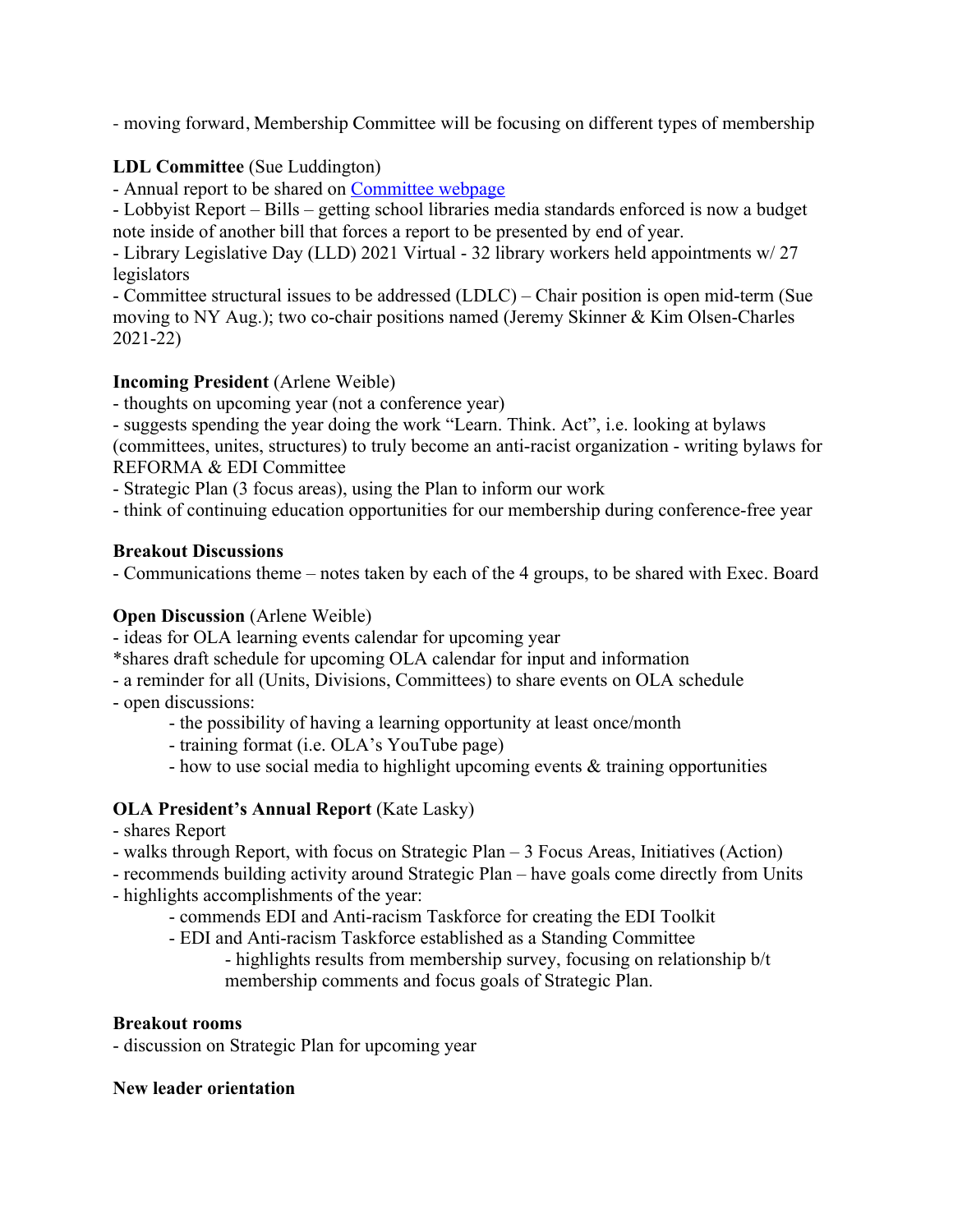- moving forward, Membership Committee will be focusing on different types of membership

**LDL Committee** (Sue Luddington)
- Annual report to be shared on [Committee webpage]()
- Lobbyist Report – Bills – getting school libraries media standards enforced is now a budget note inside of another bill that forces a report to be presented by end of year.
- Library Legislative Day (LLD) 2021 Virtual - 32 library workers held appointments w/ 27 legislators
- Committee structural issues to be addressed (LDLC) – Chair position is open mid-term (Sue moving to NY Aug.); two co-chair positions named (Jeremy Skinner & Kim Olsen-Charles 2021-22)

**Incoming President** (Arlene Weible)
- thoughts on upcoming year (not a conference year)
- suggests spending the year doing the work "Learn. Think. Act", i.e. looking at bylaws (committees, unites, structures) to truly become an anti-racist organization - writing bylaws for REFORMA & EDI Committee
- Strategic Plan (3 focus areas), using the Plan to inform our work
- think of continuing education opportunities for our membership during conference-free year

**Breakout Discussions**
- Communications theme – notes taken by each of the 4 groups, to be shared with Exec. Board

**Open Discussion** (Arlene Weible)
- ideas for OLA learning events calendar for upcoming year
*shares draft schedule for upcoming OLA calendar for input and information
- a reminder for all (Units, Divisions, Committees) to share events on OLA schedule
- open discussions:
    - the possibility of having a learning opportunity at least once/month
    - training format (i.e. OLA's YouTube page)
    - how to use social media to highlight upcoming events & training opportunities

**OLA President's Annual Report** (Kate Lasky)
- shares Report
- walks through Report, with focus on Strategic Plan – 3 Focus Areas, Initiatives (Action)
- recommends building activity around Strategic Plan – have goals come directly from Units
- highlights accomplishments of the year:
    - commends EDI and Anti-racism Taskforce for creating the EDI Toolkit
    - EDI and Anti-racism Taskforce established as a Standing Committee
        - highlights results from membership survey, focusing on relationship b/t membership comments and focus goals of Strategic Plan.

**Breakout rooms**
- discussion on Strategic Plan for upcoming year

**New leader orientation**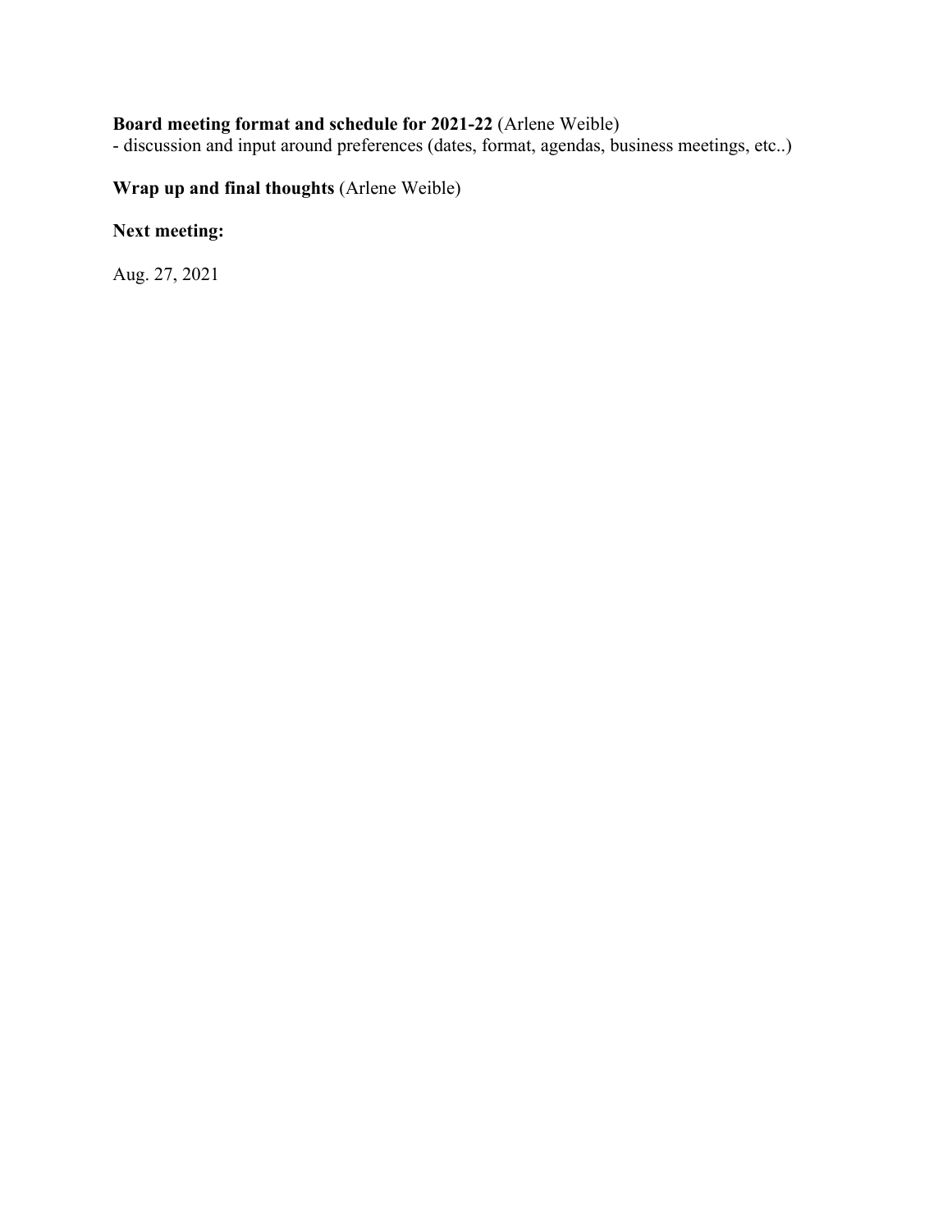**Board meeting format and schedule for 2021-22** (Arlene Weible)
- discussion and input around preferences (dates, format, agendas, business meetings, etc..)

**Wrap up and final thoughts** (Arlene Weible)

**Next meeting:**

Aug. 27, 2021